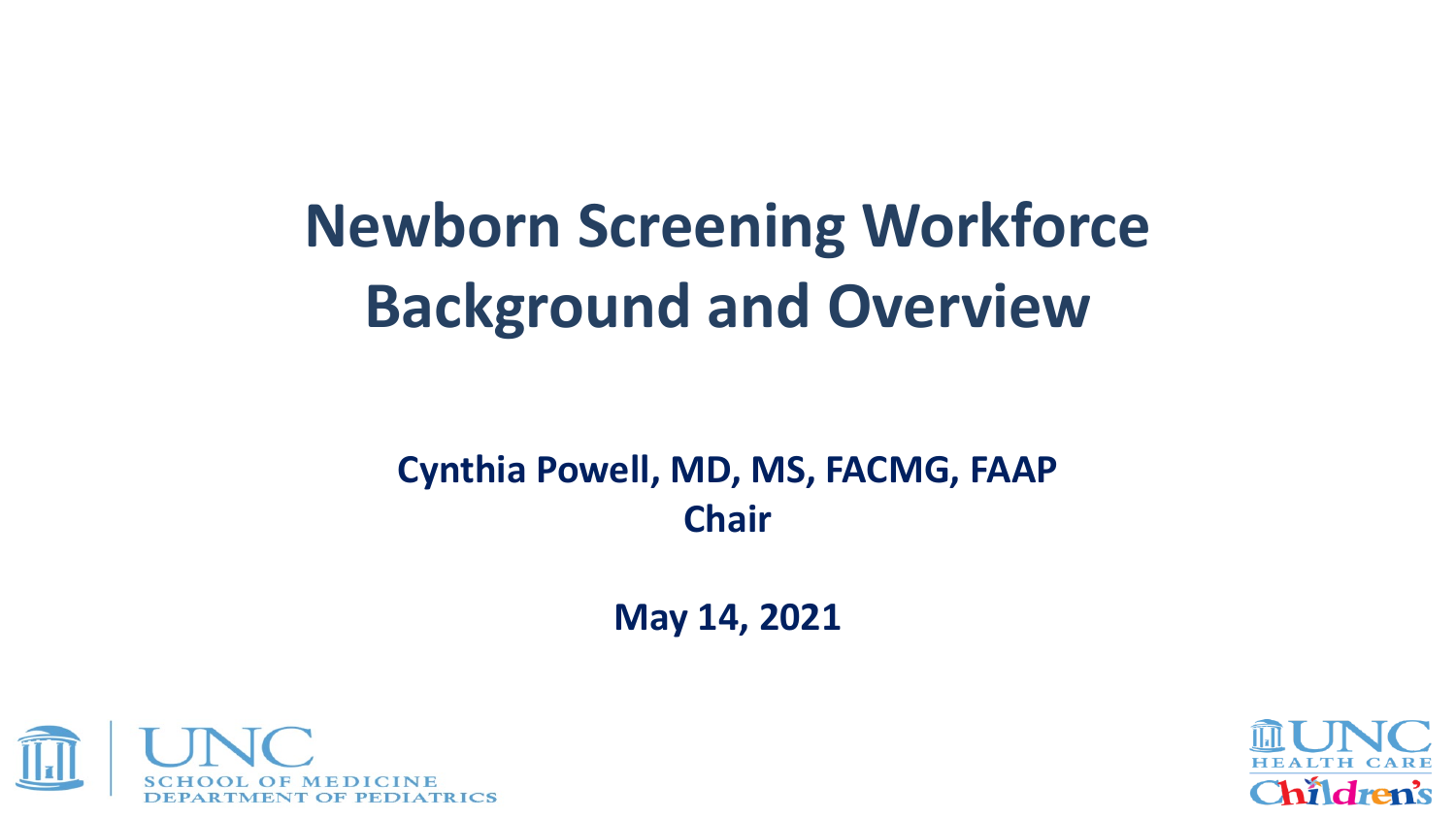# Newborn Screening Workforce Background and Overview

**Cynthia Powell, MD, MS, FACMG, FAAP**
**Chair**

**May 14, 2021**

UNC SCHOOL OF MEDICINE
DEPARTMENT OF PEDIATRICS

UNC HEALTH CARE
Children's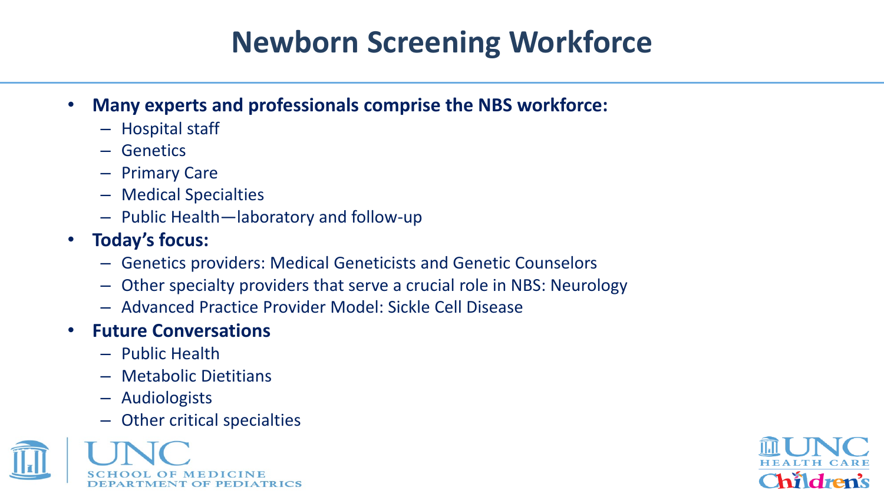# Newborn Screening Workforce

- **Many experts and professionals comprise the NBS workforce:**
  - Hospital staff
  - Genetics
  - Primary Care
  - Medical Specialties
  - Public Health—laboratory and follow-up
- **Today's focus:**
  - Genetics providers: Medical Geneticists and Genetic Counselors
  - Other specialty providers that serve a crucial role in NBS: Neurology
  - Advanced Practice Provider Model: Sickle Cell Disease
- **Future Conversations**
  - Public Health
  - Metabolic Dietitians
  - Audiologists
  - Other critical specialties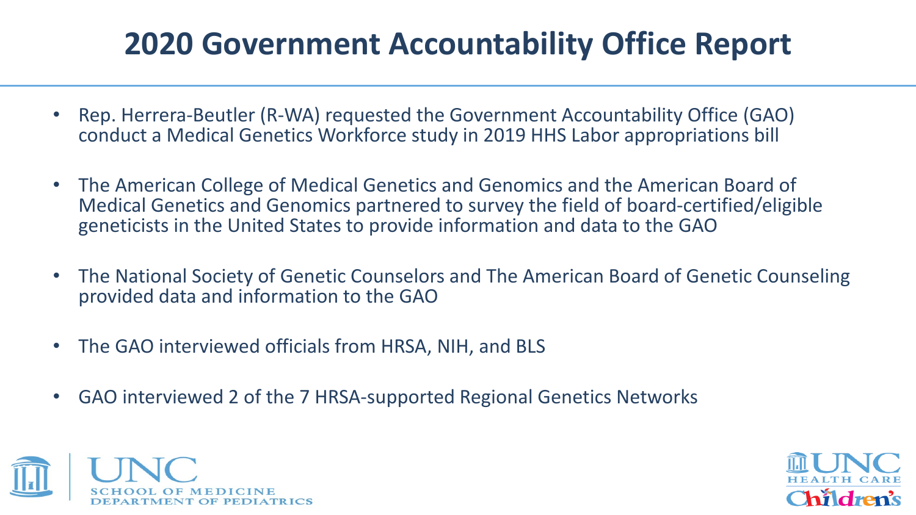# 2020 Government Accountability Office Report

- Rep. Herrera-Beutler (R-WA) requested the Government Accountability Office (GAO) conduct a Medical Genetics Workforce study in 2019 HHS Labor appropriations bill
- The American College of Medical Genetics and Genomics and the American Board of Medical Genetics and Genomics partnered to survey the field of board-certified/eligible geneticists in the United States to provide information and data to the GAO
- The National Society of Genetic Counselors and The American Board of Genetic Counseling provided data and information to the GAO
- The GAO interviewed officials from HRSA, NIH, and BLS
- GAO interviewed 2 of the 7 HRSA-supported Regional Genetics Networks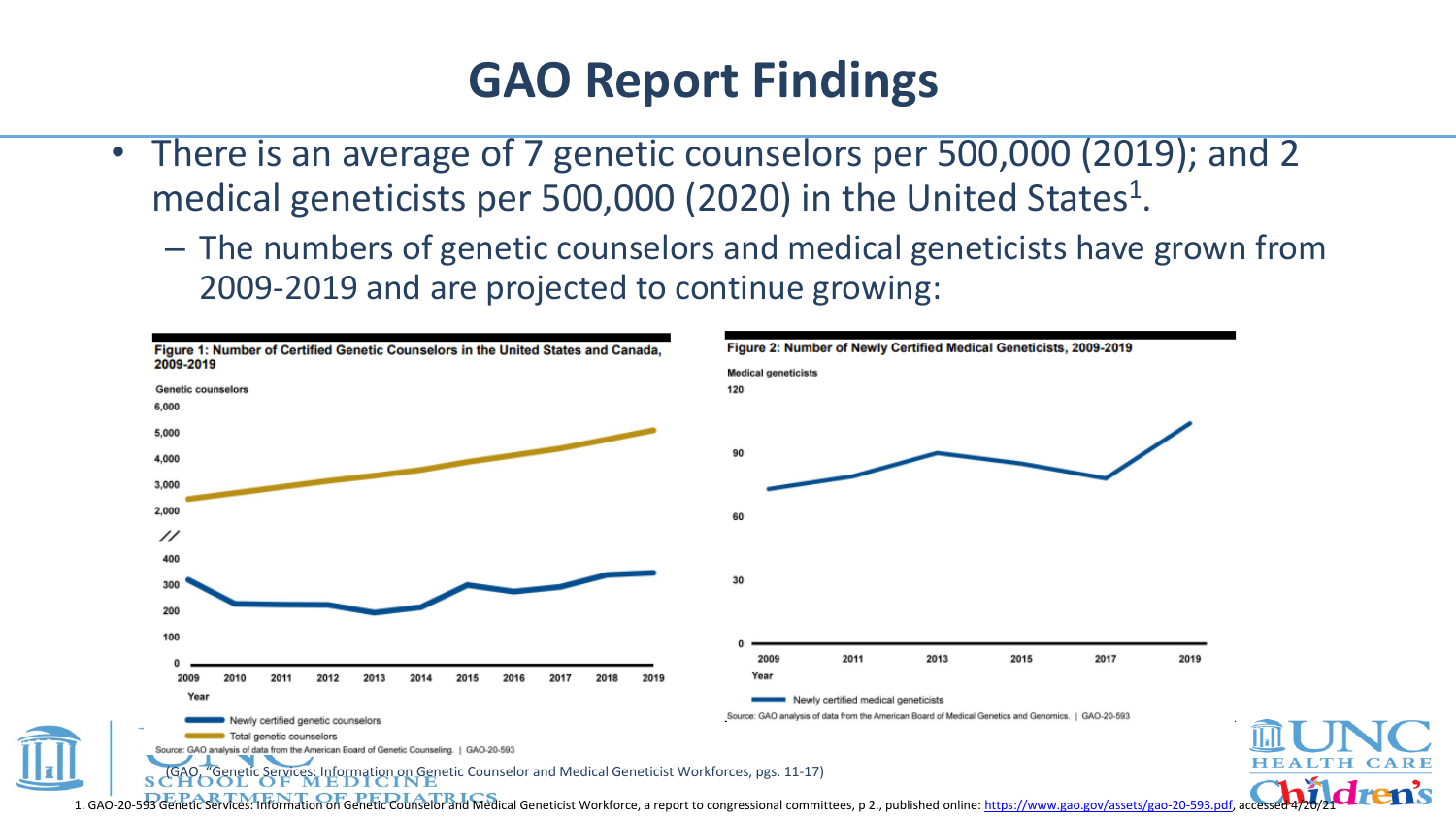# GAO Report Findings

- There is an average of 7 genetic counselors per 500,000 (2019); and 2 medical geneticists per 500,000 (2020) in the United States[1].
  - The numbers of genetic counselors and medical geneticists have grown from 2009-2019 and are projected to continue growing:

**Figure 1: Number of Certified Genetic Counselors in the United States and Canada, 2009-2019**

Source: GAO analysis of data from the American Board of Genetic Counseling. | GAO-20-593

**Figure 2: Number of Newly Certified Medical Geneticists, 2009-2019**

Source: GAO analysis of data from the American Board of Medical Genetics and Genomics. | GAO-20-593

(GAO, "Genetic Services: Information on Genetic Counselor and Medical Geneticist Workforces, pgs. 11-17)

1. GAO-20-593 Genetic Services: Information on Genetic Counselor and Medical Geneticist Workforce, a report to congressional committees, p 2., published online: https://www.gao.gov/assets/gao-20-593.pdf, accessed 4/20/21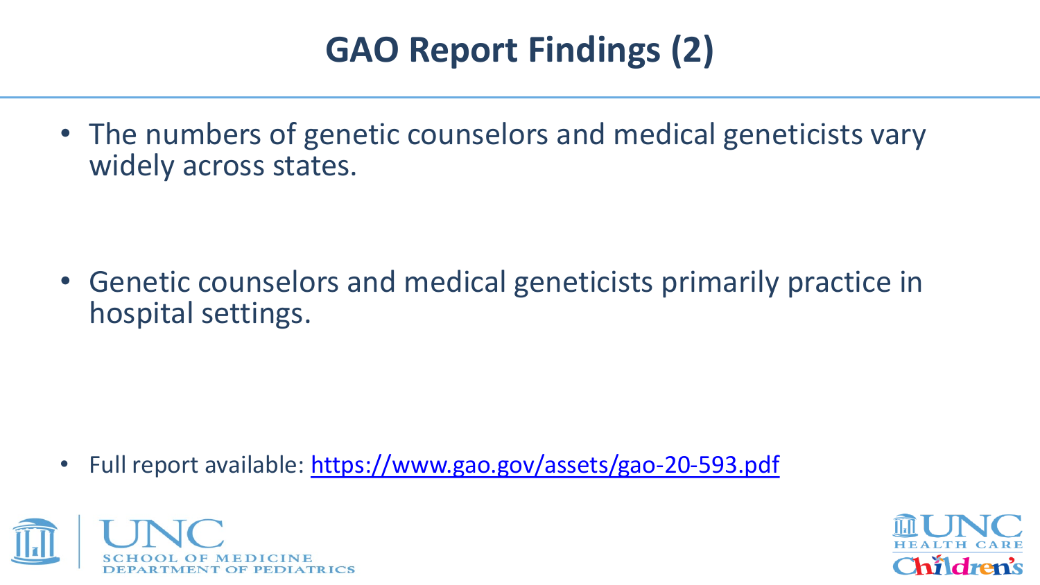# GAO Report Findings (2)

- The numbers of genetic counselors and medical geneticists vary widely across states.
- Genetic counselors and medical geneticists primarily practice in hospital settings.
- Full report available: https://www.gao.gov/assets/gao-20-593.pdf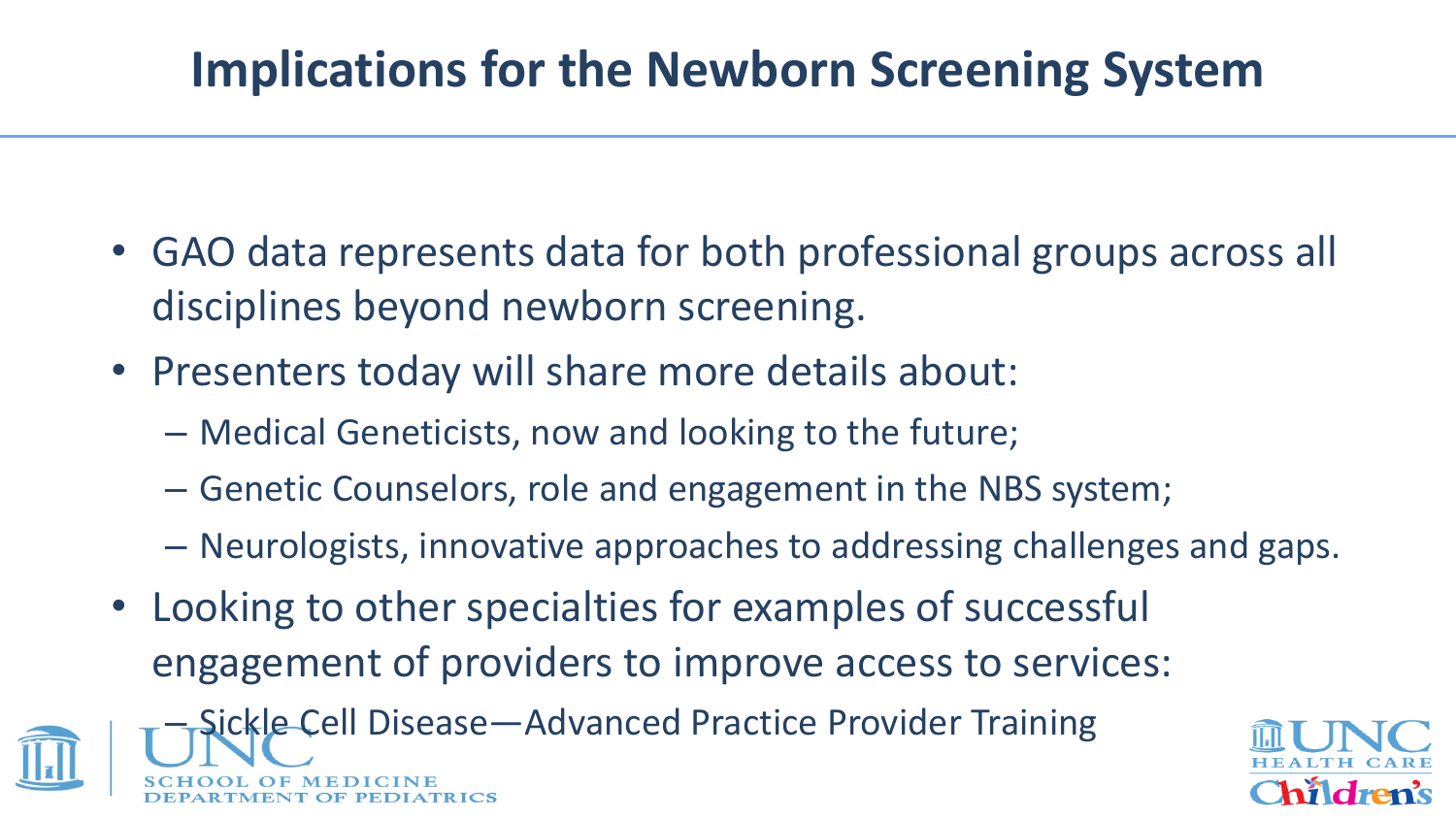# Implications for the Newborn Screening System

- GAO data represents data for both professional groups across all disciplines beyond newborn screening.
- Presenters today will share more details about:
  - Medical Geneticists, now and looking to the future;
  - Genetic Counselors, role and engagement in the NBS system;
  - Neurologists, innovative approaches to addressing challenges and gaps.
- Looking to other specialties for examples of successful engagement of providers to improve access to services:
  - Sickle Cell Disease—Advanced Practice Provider Training